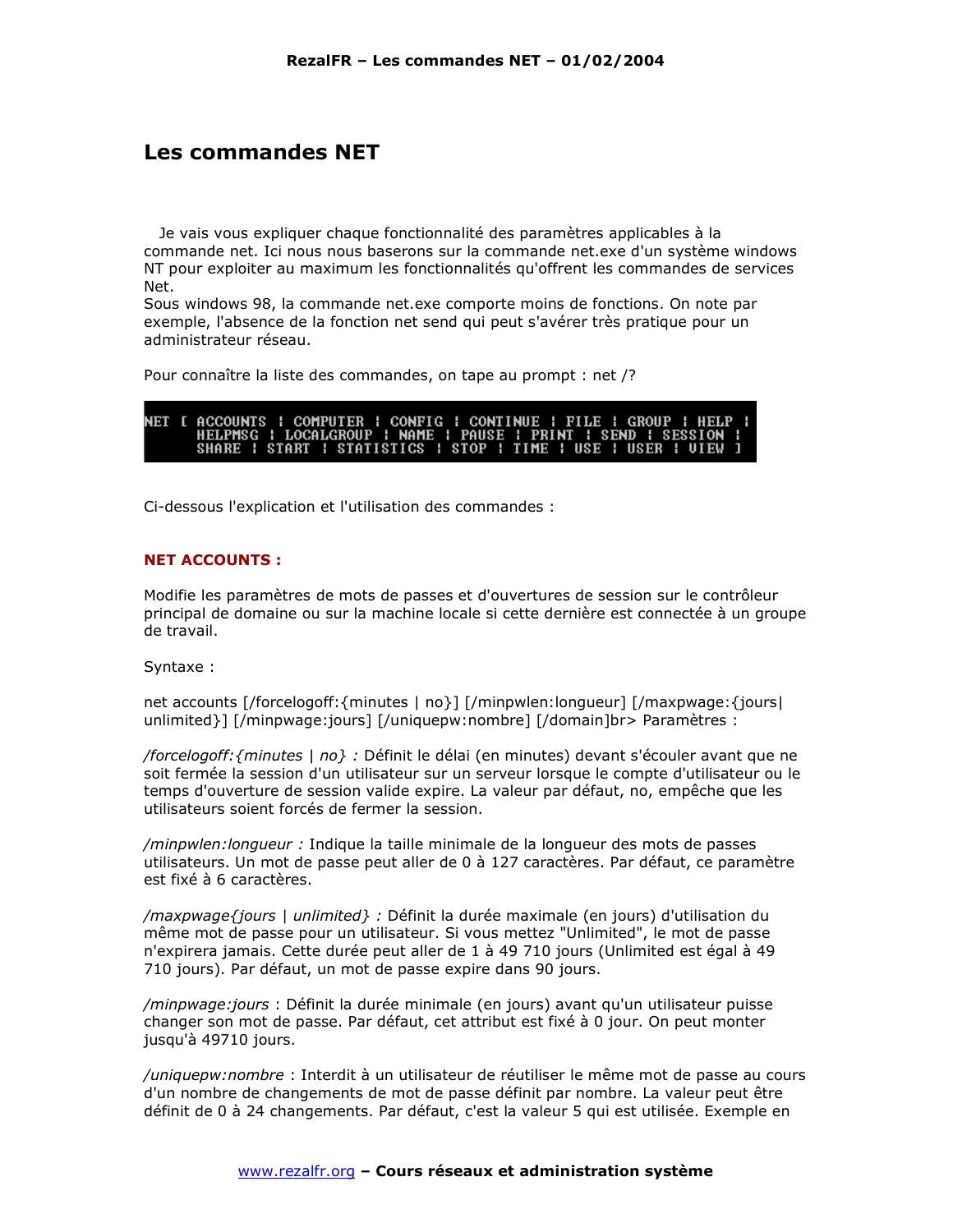# Les commandes NET

Je vais vous expliquer chaque fonctionnalité des paramètres applicables à la commande net. Ici nous nous baserons sur la commande net.exe d'un système windows NT pour exploiter au maximum les fonctionnalités qu'offrent les commandes de services Net.
Sous windows 98, la commande net.exe comporte moins de fonctions. On note par exemple, l'absence de la fonction net send qui peut s'avérer très pratique pour un administrateur réseau.

Pour connaître la liste des commandes, on tape au prompt : net /?

```
NET [ ACCOUNTS | COMPUTER | CONFIG | CONTINUE | FILE | GROUP | HELP |
      HELPMSG | LOCALGROUP | NAME | PAUSE | PRINT | SEND | SESSION |
      SHARE | START | STATISTICS | STOP | TIME | USE | USER | VIEW ]
```

Ci-dessous l'explication et l'utilisation des commandes :

### NET ACCOUNTS :

Modifie les paramètres de mots de passes et d'ouvertures de session sur le contrôleur principal de domaine ou sur la machine locale si cette dernière est connectée à un groupe de travail.

Syntaxe :

net accounts [/forcelogoff:{minutes | no}] [/minpwlen:longueur] [/maxpwage:{jours| unlimited}] [/minpwage:jours] [/uniquepw:nombre] [/domain]br> Paramètres :

*/forcelogoff:{minutes | no} :* Définit le délai (en minutes) devant s'écouler avant que ne soit fermée la session d'un utilisateur sur un serveur lorsque le compte d'utilisateur ou le temps d'ouverture de session valide expire. La valeur par défaut, no, empêche que les utilisateurs soient forcés de fermer la session.

*/minpwlen:longueur :* Indique la taille minimale de la longueur des mots de passes utilisateurs. Un mot de passe peut aller de 0 à 127 caractères. Par défaut, ce paramètre est fixé à 6 caractères.

*/maxpwage{jours | unlimited} :* Définit la durée maximale (en jours) d'utilisation du même mot de passe pour un utilisateur. Si vous mettez "Unlimited", le mot de passe n'expirera jamais. Cette durée peut aller de 1 à 49 710 jours (Unlimited est égal à 49 710 jours). Par défaut, un mot de passe expire dans 90 jours.

*/minpwage:jours* : Définit la durée minimale (en jours) avant qu'un utilisateur puisse changer son mot de passe. Par défaut, cet attribut est fixé à 0 jour. On peut monter jusqu'à 49710 jours.

*/uniquepw:nombre* : Interdit à un utilisateur de réutiliser le même mot de passe au cours d'un nombre de changements de mot de passe définit par nombre. La valeur peut être définit de 0 à 24 changements. Par défaut, c'est la valeur 5 qui est utilisée. Exemple en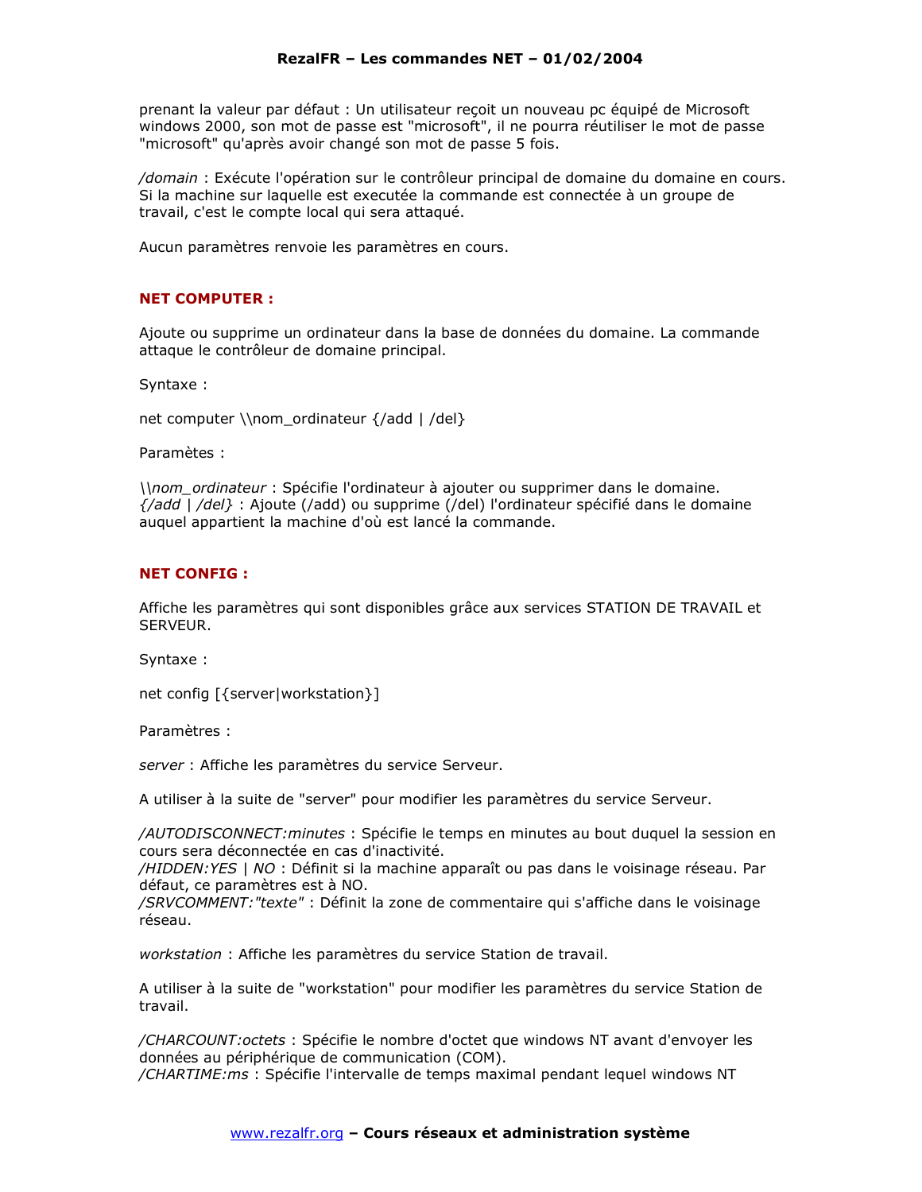prenant la valeur par défaut : Un utilisateur reçoit un nouveau pc équipé de Microsoft windows 2000, son mot de passe est "microsoft", il ne pourra réutiliser le mot de passe "microsoft" qu'après avoir changé son mot de passe 5 fois.

*/domain* : Exécute l'opération sur le contrôleur principal de domaine du domaine en cours. Si la machine sur laquelle est executée la commande est connectée à un groupe de travail, c'est le compte local qui sera attaqué.

Aucun paramètres renvoie les paramètres en cours.

## NET COMPUTER :

Ajoute ou supprime un ordinateur dans la base de données du domaine. La commande attaque le contrôleur de domaine principal.

Syntaxe :

net computer \\nom_ordinateur {/add | /del}

Paramètes :

*\\nom_ordinateur* : Spécifie l'ordinateur à ajouter ou supprimer dans le domaine.
*{/add | /del}* : Ajoute (/add) ou supprime (/del) l'ordinateur spécifié dans le domaine auquel appartient la machine d'où est lancé la commande.

## NET CONFIG :

Affiche les paramètres qui sont disponibles grâce aux services STATION DE TRAVAIL et SERVEUR.

Syntaxe :

net config [{server|workstation}]

Paramètres :

*server* : Affiche les paramètres du service Serveur.

A utiliser à la suite de "server" pour modifier les paramètres du service Serveur.

*/AUTODISCONNECT:minutes* : Spécifie le temps en minutes au bout duquel la session en cours sera déconnectée en cas d'inactivité.
*/HIDDEN:YES | NO* : Définit si la machine apparaît ou pas dans le voisinage réseau. Par défaut, ce paramètres est à NO.
*/SRVCOMMENT:"texte"* : Définit la zone de commentaire qui s'affiche dans le voisinage réseau.

*workstation* : Affiche les paramètres du service Station de travail.

A utiliser à la suite de "workstation" pour modifier les paramètres du service Station de travail.

*/CHARCOUNT:octets* : Spécifie le nombre d'octet que windows NT avant d'envoyer les données au périphérique de communication (COM).
*/CHARTIME:ms* : Spécifie l'intervalle de temps maximal pendant lequel windows NT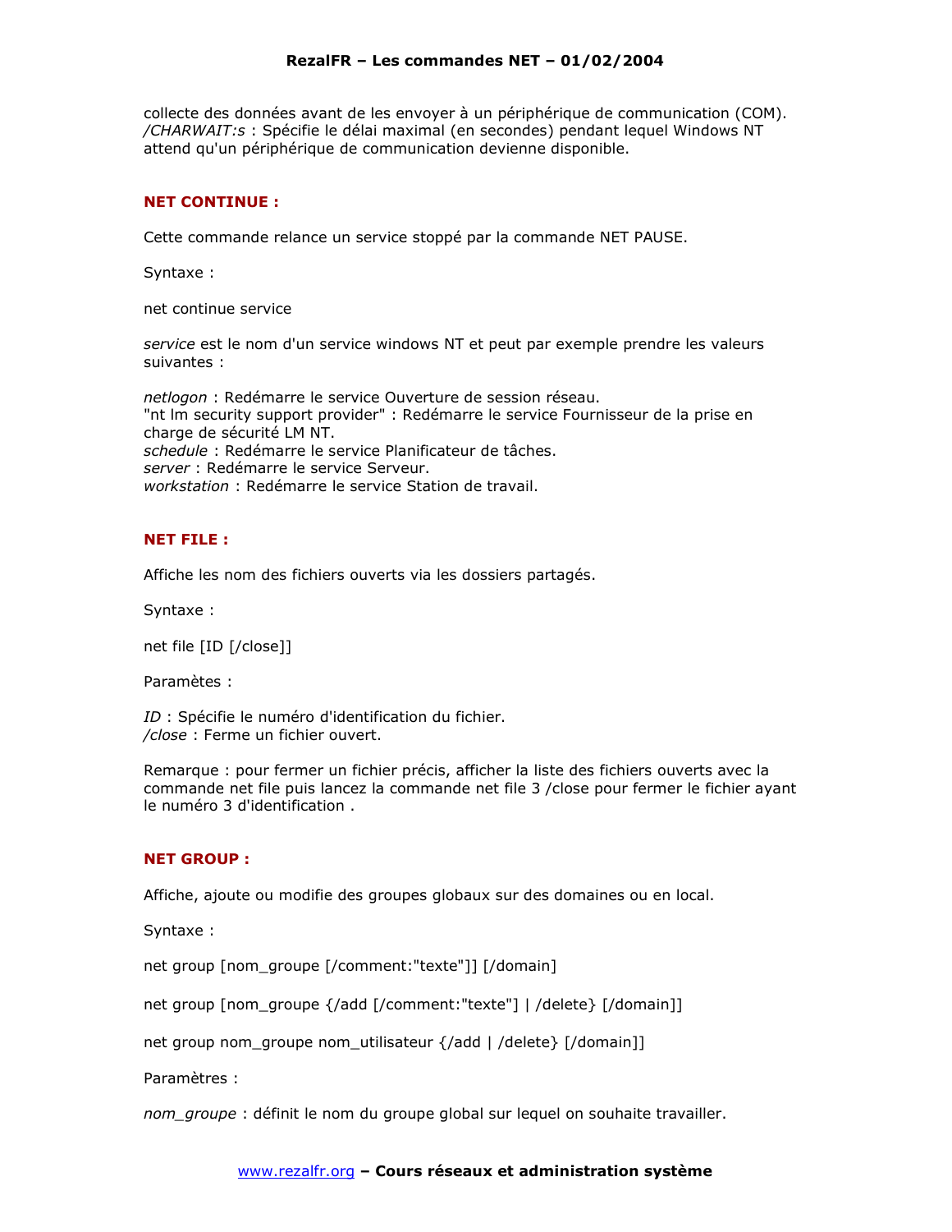collecte des données avant de les envoyer à un périphérique de communication (COM).
*/CHARWAIT:s* : Spécifie le délai maximal (en secondes) pendant lequel Windows NT attend qu'un périphérique de communication devienne disponible.

### NET CONTINUE :

Cette commande relance un service stoppé par la commande NET PAUSE.

Syntaxe :

net continue service

*service* est le nom d'un service windows NT et peut par exemple prendre les valeurs suivantes :

*netlogon* : Redémarre le service Ouverture de session réseau.
"nt lm security support provider" : Redémarre le service Fournisseur de la prise en charge de sécurité LM NT.
*schedule* : Redémarre le service Planificateur de tâches.
*server* : Redémarre le service Serveur.
*workstation* : Redémarre le service Station de travail.

### NET FILE :

Affiche les nom des fichiers ouverts via les dossiers partagés.

Syntaxe :

net file [ID [/close]]

Paramètes :

*ID* : Spécifie le numéro d'identification du fichier.
*/close* : Ferme un fichier ouvert.

Remarque : pour fermer un fichier précis, afficher la liste des fichiers ouverts avec la commande net file puis lancez la commande net file 3 /close pour fermer le fichier ayant le numéro 3 d'identification .

### NET GROUP :

Affiche, ajoute ou modifie des groupes globaux sur des domaines ou en local.

Syntaxe :

net group [nom_groupe [/comment:"texte"]] [/domain]

net group [nom_groupe {/add [/comment:"texte"] | /delete} [/domain]]

net group nom_groupe nom_utilisateur {/add | /delete} [/domain]]

Paramètres :

*nom_groupe* : définit le nom du groupe global sur lequel on souhaite travailler.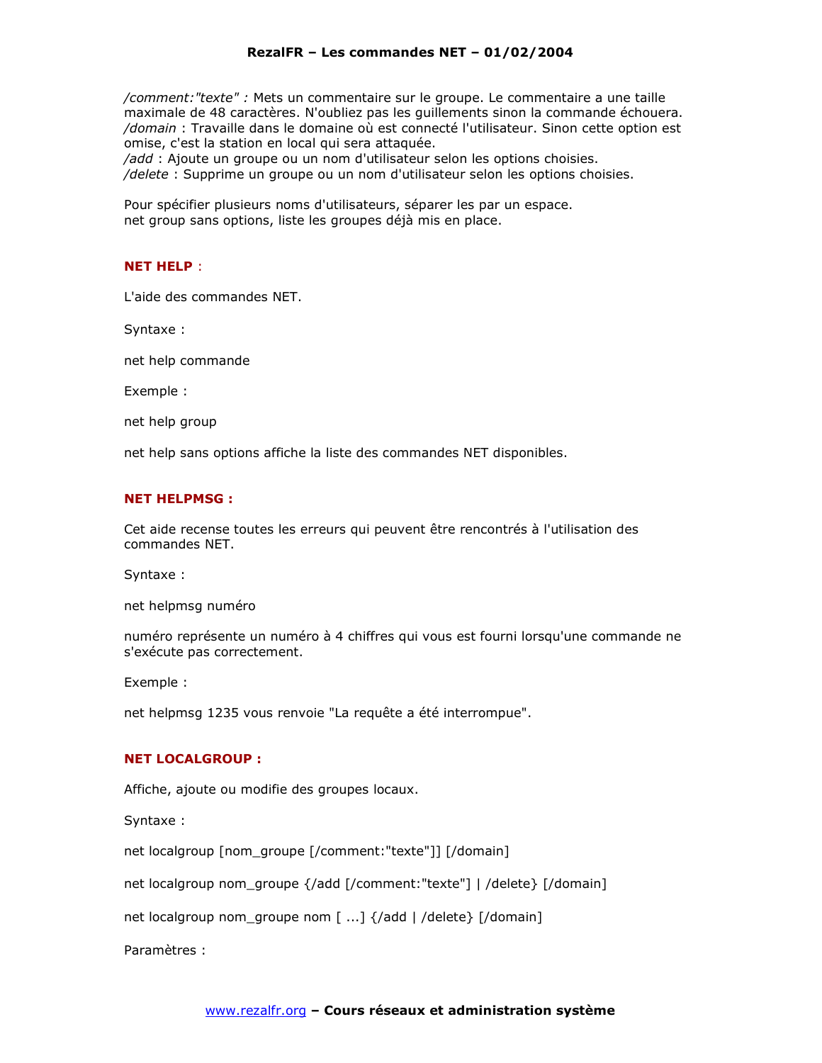*/comment:"texte" :* Mets un commentaire sur le groupe. Le commentaire a une taille maximale de 48 caractères. N'oubliez pas les guillemets sinon la commande échouera.
*/domain* : Travaille dans le domaine où est connecté l'utilisateur. Sinon cette option est omise, c'est la station en local qui sera attaquée.
*/add* : Ajoute un groupe ou un nom d'utilisateur selon les options choisies.
*/delete* : Supprime un groupe ou un nom d'utilisateur selon les options choisies.

Pour spécifier plusieurs noms d'utilisateurs, séparer les par un espace.
net group sans options, liste les groupes déjà mis en place.

### NET HELP :

L'aide des commandes NET.

Syntaxe :

net help commande

Exemple :

net help group

net help sans options affiche la liste des commandes NET disponibles.

### NET HELPMSG :

Cet aide recense toutes les erreurs qui peuvent être rencontrés à l'utilisation des commandes NET.

Syntaxe :

net helpmsg numéro

numéro représente un numéro à 4 chiffres qui vous est fourni lorsqu'une commande ne s'exécute pas correctement.

Exemple :

net helpmsg 1235 vous renvoie "La requête a été interrompue".

### NET LOCALGROUP :

Affiche, ajoute ou modifie des groupes locaux.

Syntaxe :

net localgroup [nom_groupe [/comment:"texte"]] [/domain]

net localgroup nom_groupe {/add [/comment:"texte"] | /delete} [/domain]

net localgroup nom_groupe nom [ ...] {/add | /delete} [/domain]

Paramètres :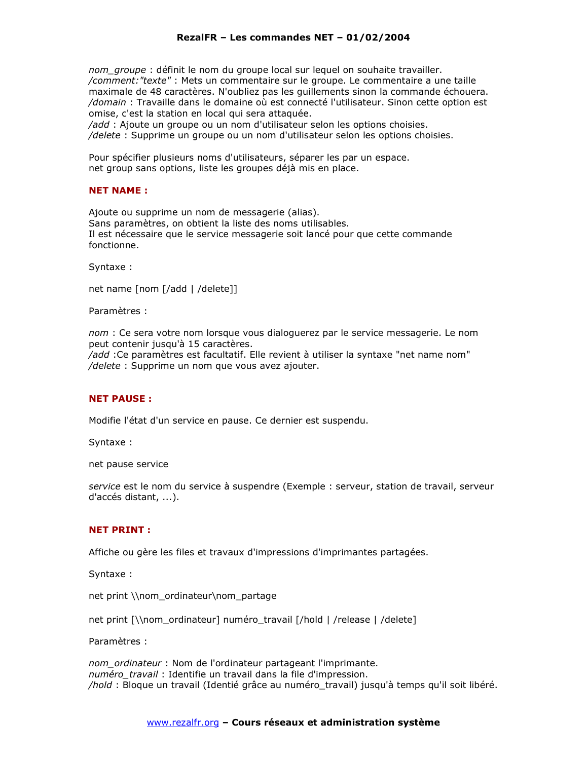*nom_groupe* : définit le nom du groupe local sur lequel on souhaite travailler.
*/comment:"texte"* : Mets un commentaire sur le groupe. Le commentaire a une taille maximale de 48 caractères. N'oubliez pas les guillemets sinon la commande échouera.
*/domain* : Travaille dans le domaine où est connecté l'utilisateur. Sinon cette option est omise, c'est la station en local qui sera attaquée.
*/add* : Ajoute un groupe ou un nom d'utilisateur selon les options choisies.
*/delete* : Supprime un groupe ou un nom d'utilisateur selon les options choisies.

Pour spécifier plusieurs noms d'utilisateurs, séparer les par un espace.
net group sans options, liste les groupes déjà mis en place.

## NET NAME :

Ajoute ou supprime un nom de messagerie (alias).
Sans paramètres, on obtient la liste des noms utilisables.
Il est nécessaire que le service messagerie soit lancé pour que cette commande fonctionne.

Syntaxe :

net name [nom [/add | /delete]]

Paramètres :

*nom* : Ce sera votre nom lorsque vous dialoguerez par le service messagerie. Le nom peut contenir jusqu'à 15 caractères.
*/add* :Ce paramètres est facultatif. Elle revient à utiliser la syntaxe "net name nom"
*/delete* : Supprime un nom que vous avez ajouter.

## NET PAUSE :

Modifie l'état d'un service en pause. Ce dernier est suspendu.

Syntaxe :

net pause service

*service* est le nom du service à suspendre (Exemple : serveur, station de travail, serveur d'accés distant, ...).

## NET PRINT :

Affiche ou gère les files et travaux d'impressions d'imprimantes partagées.

Syntaxe :

net print \\nom_ordinateur\nom_partage

net print [\\nom_ordinateur] numéro_travail [/hold | /release | /delete]

Paramètres :

*nom_ordinateur* : Nom de l'ordinateur partageant l'imprimante.
*numéro_travail* : Identifie un travail dans la file d'impression.
*/hold* : Bloque un travail (Identié grâce au numéro_travail) jusqu'à temps qu'il soit libéré.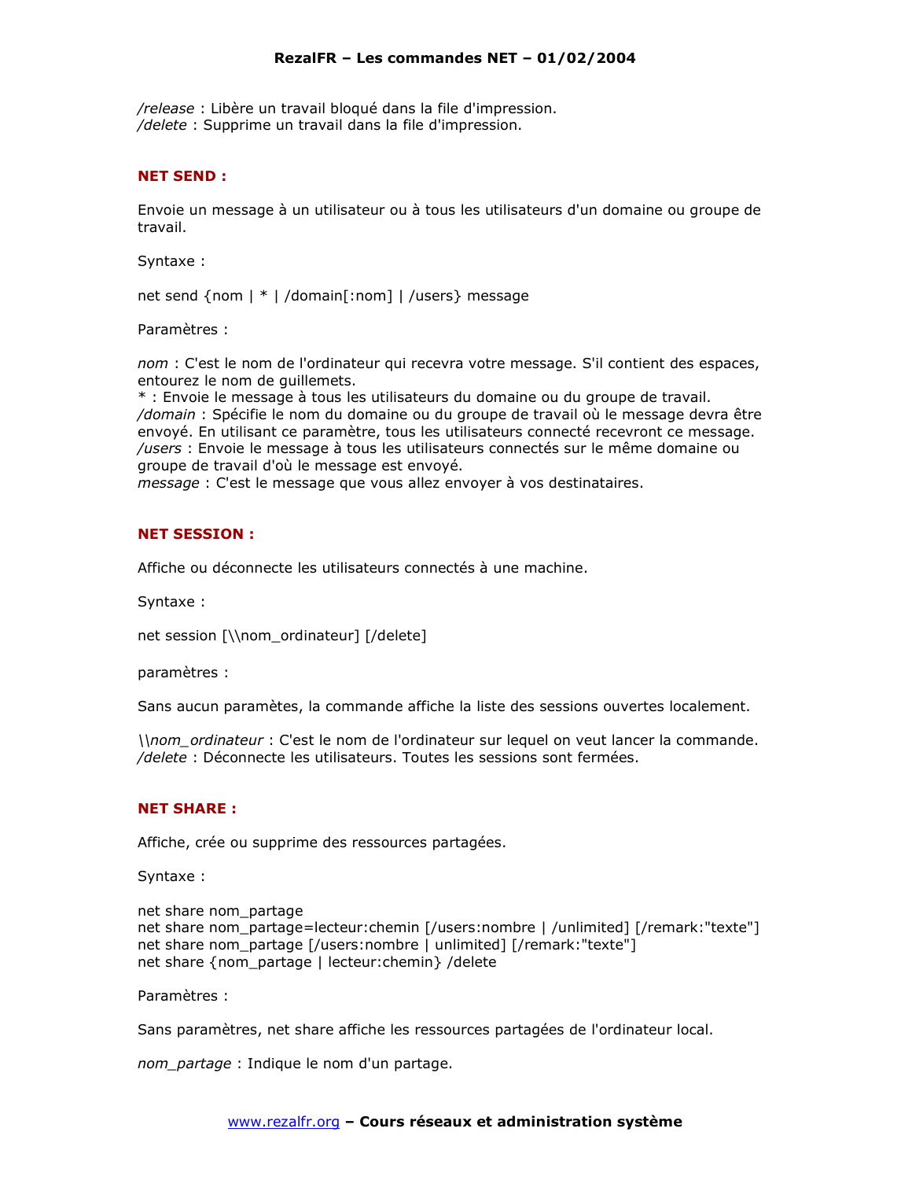*/release* : Libère un travail bloqué dans la file d'impression.
*/delete* : Supprime un travail dans la file d'impression.

**NET SEND :**

Envoie un message à un utilisateur ou à tous les utilisateurs d'un domaine ou groupe de travail.

Syntaxe :

net send {nom | * | /domain[:nom] | /users} message

Paramètres :

*nom* : C'est le nom de l'ordinateur qui recevra votre message. S'il contient des espaces, entourez le nom de guillemets.
* : Envoie le message à tous les utilisateurs du domaine ou du groupe de travail.
*/domain* : Spécifie le nom du domaine ou du groupe de travail où le message devra être envoyé. En utilisant ce paramètre, tous les utilisateurs connecté recevront ce message.
*/users* : Envoie le message à tous les utilisateurs connectés sur le même domaine ou groupe de travail d'où le message est envoyé.
*message* : C'est le message que vous allez envoyer à vos destinataires.

**NET SESSION :**

Affiche ou déconnecte les utilisateurs connectés à une machine.

Syntaxe :

net session [\\nom_ordinateur] [/delete]

paramètres :

Sans aucun paramètes, la commande affiche la liste des sessions ouvertes localement.

*\\nom_ordinateur* : C'est le nom de l'ordinateur sur lequel on veut lancer la commande.
*/delete* : Déconnecte les utilisateurs. Toutes les sessions sont fermées.

**NET SHARE :**

Affiche, crée ou supprime des ressources partagées.

Syntaxe :

net share nom_partage
net share nom_partage=lecteur:chemin [/users:nombre | /unlimited] [/remark:"texte"]
net share nom_partage [/users:nombre | unlimited] [/remark:"texte"]
net share {nom_partage | lecteur:chemin} /delete

Paramètres :

Sans paramètres, net share affiche les ressources partagées de l'ordinateur local.

*nom_partage* : Indique le nom d'un partage.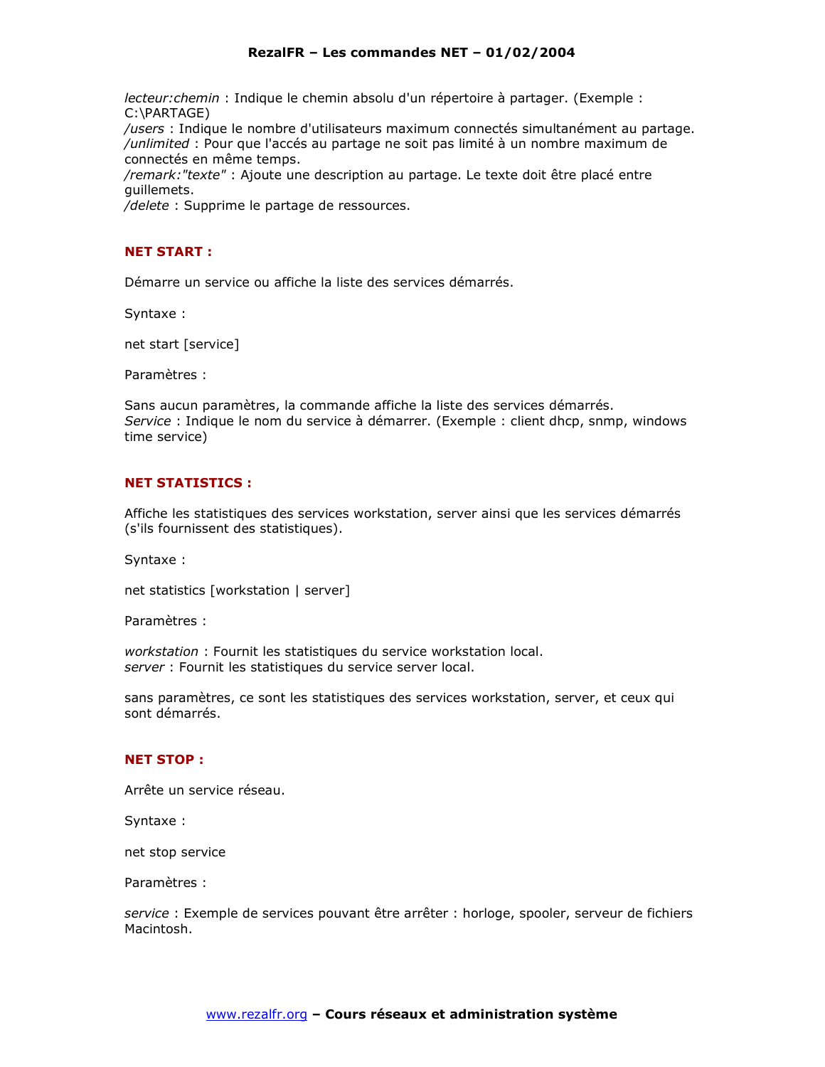*lecteur:chemin* : Indique le chemin absolu d'un répertoire à partager. (Exemple : C:\PARTAGE)
*/users* : Indique le nombre d'utilisateurs maximum connectés simultanément au partage.
*/unlimited* : Pour que l'accés au partage ne soit pas limité à un nombre maximum de connectés en même temps.
*/remark:"texte"* : Ajoute une description au partage. Le texte doit être placé entre guillemets.
*/delete* : Supprime le partage de ressources.

### NET START :

Démarre un service ou affiche la liste des services démarrés.

Syntaxe :

net start [service]

Paramètres :

Sans aucun paramètres, la commande affiche la liste des services démarrés.
*Service* : Indique le nom du service à démarrer. (Exemple : client dhcp, snmp, windows time service)

### NET STATISTICS :

Affiche les statistiques des services workstation, server ainsi que les services démarrés (s'ils fournissent des statistiques).

Syntaxe :

net statistics [workstation | server]

Paramètres :

*workstation* : Fournit les statistiques du service workstation local.
*server* : Fournit les statistiques du service server local.

sans paramètres, ce sont les statistiques des services workstation, server, et ceux qui sont démarrés.

### NET STOP :

Arrête un service réseau.

Syntaxe :

net stop service

Paramètres :

*service* : Exemple de services pouvant être arrêter : horloge, spooler, serveur de fichiers Macintosh.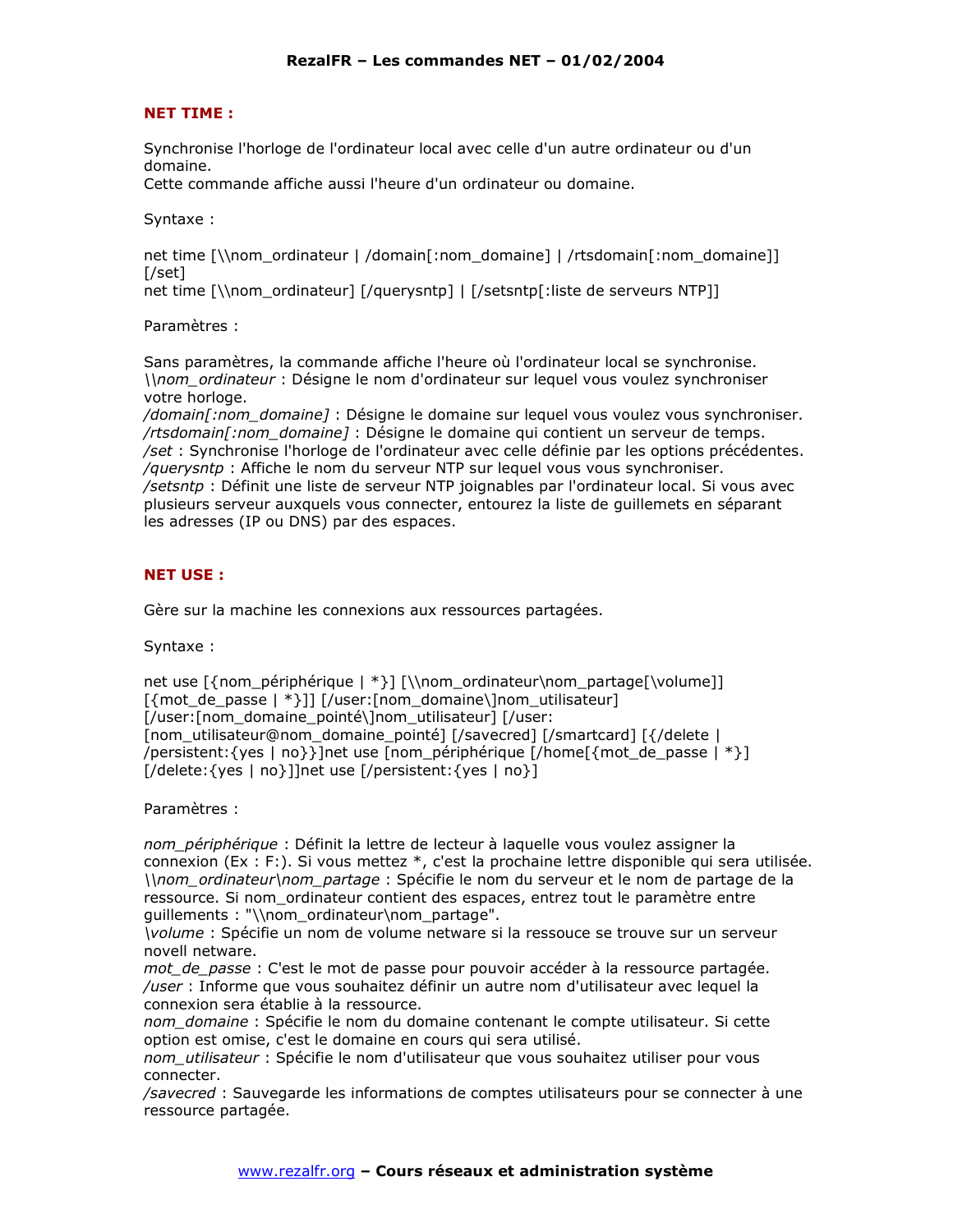## NET TIME :

Synchronise l'horloge de l'ordinateur local avec celle d'un autre ordinateur ou d'un domaine.
Cette commande affiche aussi l'heure d'un ordinateur ou domaine.

Syntaxe :

net time [\\nom_ordinateur | /domain[:nom_domaine] | /rtsdomain[:nom_domaine]] [/set]
net time [\\nom_ordinateur] [/querysntp] | [/setsntp[:liste de serveurs NTP]]

Paramètres :

Sans paramètres, la commande affiche l'heure où l'ordinateur local se synchronise.
*\\nom_ordinateur* : Désigne le nom d'ordinateur sur lequel vous voulez synchroniser votre horloge.
*/domain[:nom_domaine]* : Désigne le domaine sur lequel vous voulez vous synchroniser.
*/rtsdomain[:nom_domaine]* : Désigne le domaine qui contient un serveur de temps.
*/set* : Synchronise l'horloge de l'ordinateur avec celle définie par les options précédentes.
*/querysntp* : Affiche le nom du serveur NTP sur lequel vous vous synchroniser.
*/setsntp* : Définit une liste de serveur NTP joignables par l'ordinateur local. Si vous avec plusieurs serveur auxquels vous connecter, entourez la liste de guillemets en séparant les adresses (IP ou DNS) par des espaces.

## NET USE :

Gère sur la machine les connexions aux ressources partagées.

Syntaxe :

net use [{nom_périphérique | *}] [\\nom_ordinateur\nom_partage[\volume]] [{mot_de_passe | *}]] [/user:[nom_domaine\]nom_utilisateur] [/user:[nom_domaine_pointé\]nom_utilisateur] [/user: [nom_utilisateur@nom_domaine_pointé] [/savecred] [/smartcard] [{/delete | /persistent:{yes | no}}]net use [nom_périphérique [/home[{mot_de_passe | *}] [/delete:{yes | no}]]net use [/persistent:{yes | no}]

Paramètres :

*nom_périphérique* : Définit la lettre de lecteur à laquelle vous voulez assigner la connexion (Ex : F:). Si vous mettez *, c'est la prochaine lettre disponible qui sera utilisée.
*\\nom_ordinateur\nom_partage* : Spécifie le nom du serveur et le nom de partage de la ressource. Si nom_ordinateur contient des espaces, entrez tout le paramètre entre guillements : "\\nom_ordinateur\nom_partage".
*\volume* : Spécifie un nom de volume netware si la ressouce se trouve sur un serveur novell netware.
*mot_de_passe* : C'est le mot de passe pour pouvoir accéder à la ressource partagée.
*/user* : Informe que vous souhaitez définir un autre nom d'utilisateur avec lequel la connexion sera établie à la ressource.
*nom_domaine* : Spécifie le nom du domaine contenant le compte utilisateur. Si cette option est omise, c'est le domaine en cours qui sera utilisé.
*nom_utilisateur* : Spécifie le nom d'utilisateur que vous souhaitez utiliser pour vous connecter.
*/savecred* : Sauvegarde les informations de comptes utilisateurs pour se connecter à une ressource partagée.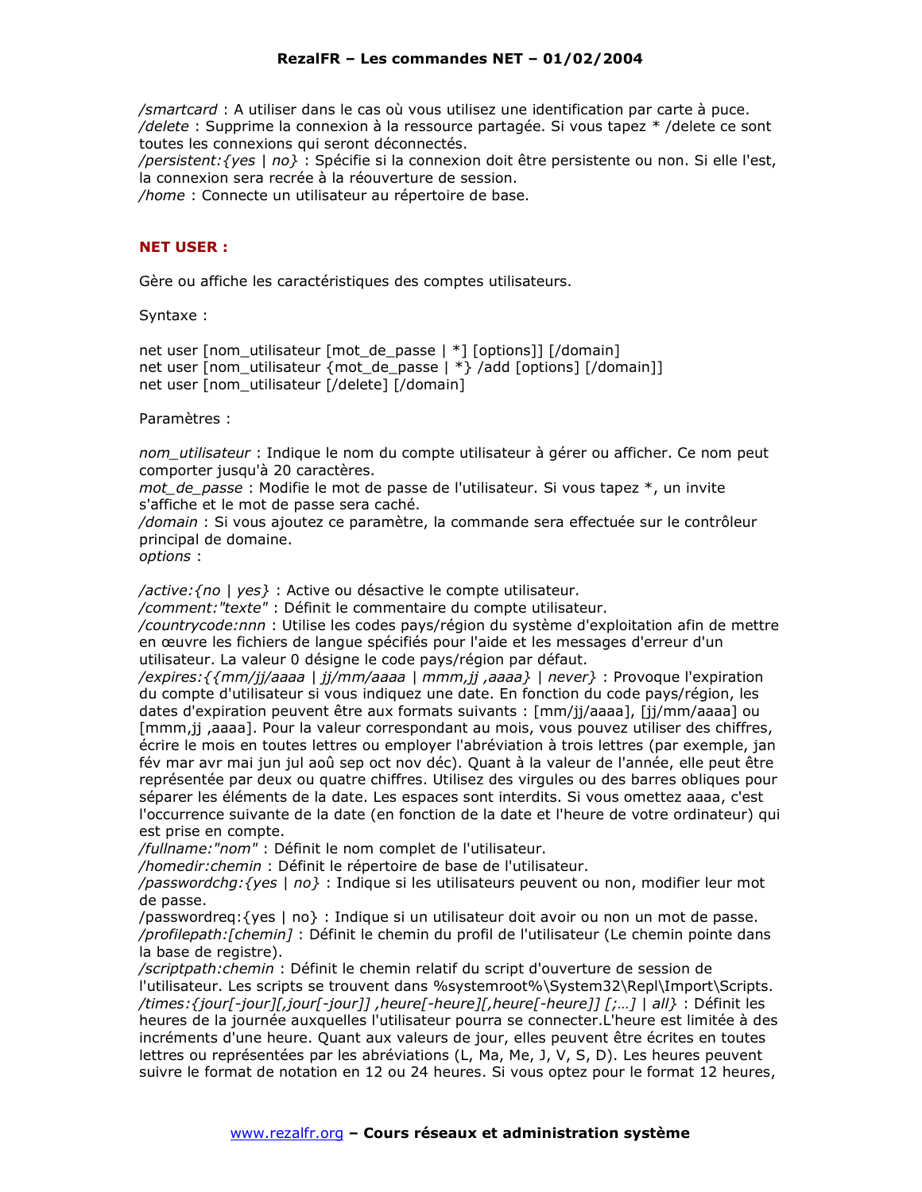*/smartcard* : A utiliser dans le cas où vous utilisez une identification par carte à puce.
*/delete* : Supprime la connexion à la ressource partagée. Si vous tapez * /delete ce sont toutes les connexions qui seront déconnectés.
*/persistent:{yes | no}* : Spécifie si la connexion doit être persistente ou non. Si elle l'est, la connexion sera recrée à la réouverture de session.
*/home* : Connecte un utilisateur au répertoire de base.

## NET USER :

Gère ou affiche les caractéristiques des comptes utilisateurs.

Syntaxe :

net user [nom_utilisateur [mot_de_passe | *] [options]] [/domain]
net user [nom_utilisateur {mot_de_passe | *} /add [options] [/domain]]
net user [nom_utilisateur [/delete] [/domain]

Paramètres :

*nom_utilisateur* : Indique le nom du compte utilisateur à gérer ou afficher. Ce nom peut comporter jusqu'à 20 caractères.
*mot_de_passe* : Modifie le mot de passe de l'utilisateur. Si vous tapez *, un invite s'affiche et le mot de passe sera caché.
*/domain* : Si vous ajoutez ce paramètre, la commande sera effectuée sur le contrôleur principal de domaine.
*options* :

*/active:{no | yes}* : Active ou désactive le compte utilisateur.
*/comment:"texte"* : Définit le commentaire du compte utilisateur.
*/countrycode:nnn* : Utilise les codes pays/région du système d'exploitation afin de mettre en œuvre les fichiers de langue spécifiés pour l'aide et les messages d'erreur d'un utilisateur. La valeur 0 désigne le code pays/région par défaut.
*/expires:{{mm/jj/aaaa | jj/mm/aaaa | mmm,jj ,aaaa} | never}* : Provoque l'expiration du compte d'utilisateur si vous indiquez une date. En fonction du code pays/région, les dates d'expiration peuvent être aux formats suivants : [mm/jj/aaaa], [jj/mm/aaaa] ou [mmm,jj ,aaaa]. Pour la valeur correspondant au mois, vous pouvez utiliser des chiffres, écrire le mois en toutes lettres ou employer l'abréviation à trois lettres (par exemple, jan fév mar avr mai jun jul aoû sep oct nov déc). Quant à la valeur de l'année, elle peut être représentée par deux ou quatre chiffres. Utilisez des virgules ou des barres obliques pour séparer les éléments de la date. Les espaces sont interdits. Si vous omettez aaaa, c'est l'occurrence suivante de la date (en fonction de la date et l'heure de votre ordinateur) qui est prise en compte.
*/fullname:"nom"* : Définit le nom complet de l'utilisateur.
*/homedir:chemin* : Définit le répertoire de base de l'utilisateur.
*/passwordchg:{yes | no}* : Indique si les utilisateurs peuvent ou non, modifier leur mot de passe.
/passwordreq:{yes | no} : Indique si un utilisateur doit avoir ou non un mot de passe.
*/profilepath:[chemin]* : Définit le chemin du profil de l'utilisateur (Le chemin pointe dans la base de registre).
*/scriptpath:chemin* : Définit le chemin relatif du script d'ouverture de session de l'utilisateur. Les scripts se trouvent dans %systemroot%\System32\Repl\Import\Scripts.
*/times:{jour[-jour][,jour[-jour]] ,heure[-heure][,heure[-heure]] [;…] | all}* : Définit les heures de la journée auxquelles l'utilisateur pourra se connecter.L'heure est limitée à des incréments d'une heure. Quant aux valeurs de jour, elles peuvent être écrites en toutes lettres ou représentées par les abréviations (L, Ma, Me, J, V, S, D). Les heures peuvent suivre le format de notation en 12 ou 24 heures. Si vous optez pour le format 12 heures,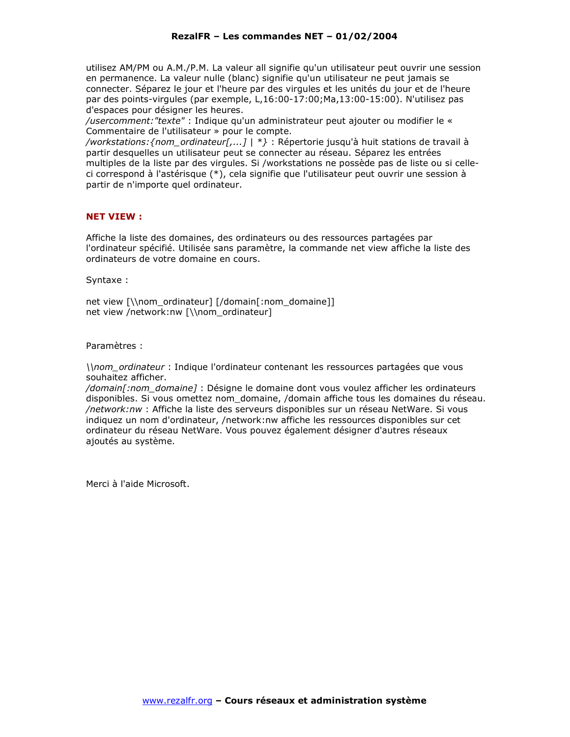utilisez AM/PM ou A.M./P.M. La valeur all signifie qu'un utilisateur peut ouvrir une session en permanence. La valeur nulle (blanc) signifie qu'un utilisateur ne peut jamais se connecter. Séparez le jour et l'heure par des virgules et les unités du jour et de l'heure par des points-virgules (par exemple, L,16:00-17:00;Ma,13:00-15:00). N'utilisez pas d'espaces pour désigner les heures.
*/usercomment:"texte"* : Indique qu'un administrateur peut ajouter ou modifier le « Commentaire de l'utilisateur » pour le compte.
*/workstations:{nom_ordinateur[,...] | *}* : Répertorie jusqu'à huit stations de travail à partir desquelles un utilisateur peut se connecter au réseau. Séparez les entrées multiples de la liste par des virgules. Si /workstations ne possède pas de liste ou si celle-ci correspond à l'astérisque (*), cela signifie que l'utilisateur peut ouvrir une session à partir de n'importe quel ordinateur.

## NET VIEW :

Affiche la liste des domaines, des ordinateurs ou des ressources partagées par l'ordinateur spécifié. Utilisée sans paramètre, la commande net view affiche la liste des ordinateurs de votre domaine en cours.

Syntaxe :

```
net view [\\nom_ordinateur] [/domain[:nom_domaine]]
net view /network:nw [\\nom_ordinateur]
```

Paramètres :

*\\nom_ordinateur* : Indique l'ordinateur contenant les ressources partagées que vous souhaitez afficher.
*/domain[:nom_domaine]* : Désigne le domaine dont vous voulez afficher les ordinateurs disponibles. Si vous omettez nom_domaine, /domain affiche tous les domaines du réseau.
*/network:nw* : Affiche la liste des serveurs disponibles sur un réseau NetWare. Si vous indiquez un nom d'ordinateur, /network:nw affiche les ressources disponibles sur cet ordinateur du réseau NetWare. Vous pouvez également désigner d'autres réseaux ajoutés au système.

Merci à l'aide Microsoft.